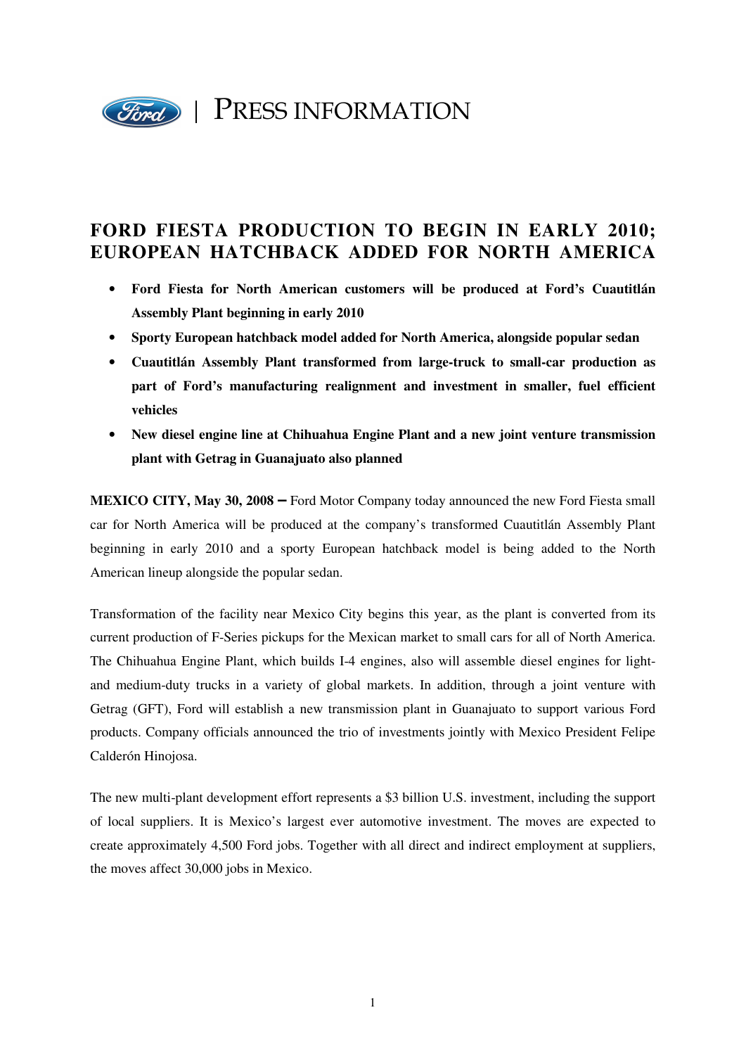PRESS INFORMATION

# FORD FIESTA PRODUCTION TO BEGIN IN EARLY 2010; EUROPEAN HATCHBACK ADDED FOR NORTH AMERICA

- **Ford Fiesta for North American customers will be produced at Ford's Cuautitlán Assembly Plant beginning in early 2010**
- **Sporty European hatchback model added for North America, alongside popular sedan**
- **Cuautitlán Assembly Plant transformed from large-truck to small-car production as part of Ford's manufacturing realignment and investment in smaller, fuel efficient vehicles**
- **New diesel engine line at Chihuahua Engine Plant and a new joint venture transmission plant with Getrag in Guanajuato also planned**

**MEXICO CITY, May 30, 2008 –** Ford Motor Company today announced the new Ford Fiesta small car for North America will be produced at the company's transformed Cuautitlán Assembly Plant beginning in early 2010 and a sporty European hatchback model is being added to the North American lineup alongside the popular sedan.

Transformation of the facility near Mexico City begins this year, as the plant is converted from its current production of F-Series pickups for the Mexican market to small cars for all of North America. The Chihuahua Engine Plant, which builds I-4 engines, also will assemble diesel engines for light- and medium-duty trucks in a variety of global markets. In addition, through a joint venture with Getrag (GFT), Ford will establish a new transmission plant in Guanajuato to support various Ford products. Company officials announced the trio of investments jointly with Mexico President Felipe Calderón Hinojosa.

The new multi-plant development effort represents a $3 billion U.S. investment, including the support of local suppliers. It is Mexico's largest ever automotive investment. The moves are expected to create approximately 4,500 Ford jobs. Together with all direct and indirect employment at suppliers, the moves affect 30,000 jobs in Mexico.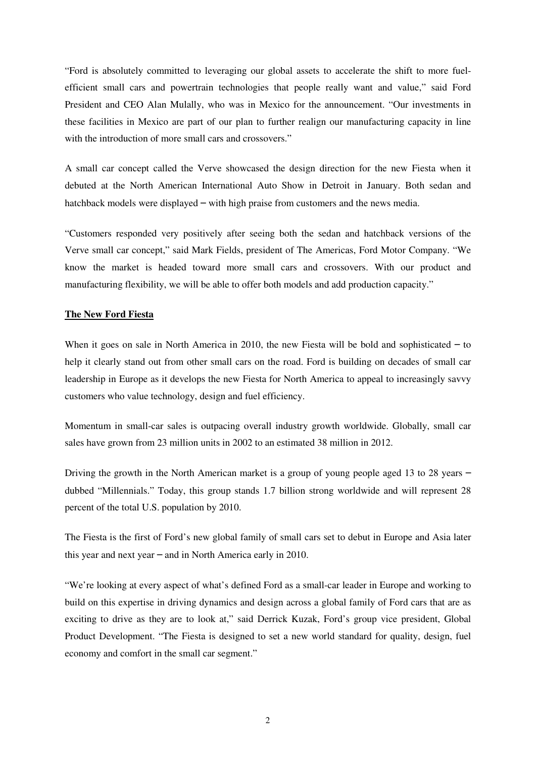“Ford is absolutely committed to leveraging our global assets to accelerate the shift to more fuel-efficient small cars and powertrain technologies that people really want and value,” said Ford President and CEO Alan Mulally, who was in Mexico for the announcement. “Our investments in these facilities in Mexico are part of our plan to further realign our manufacturing capacity in line with the introduction of more small cars and crossovers.”

A small car concept called the Verve showcased the design direction for the new Fiesta when it debuted at the North American International Auto Show in Detroit in January. Both sedan and hatchback models were displayed – with high praise from customers and the news media.

“Customers responded very positively after seeing both the sedan and hatchback versions of the Verve small car concept,” said Mark Fields, president of The Americas, Ford Motor Company. “We know the market is headed toward more small cars and crossovers. With our product and manufacturing flexibility, we will be able to offer both models and add production capacity.”

**The New Ford Fiesta**

When it goes on sale in North America in 2010, the new Fiesta will be bold and sophisticated – to help it clearly stand out from other small cars on the road. Ford is building on decades of small car leadership in Europe as it develops the new Fiesta for North America to appeal to increasingly savvy customers who value technology, design and fuel efficiency.

Momentum in small-car sales is outpacing overall industry growth worldwide. Globally, small car sales have grown from 23 million units in 2002 to an estimated 38 million in 2012.

Driving the growth in the North American market is a group of young people aged 13 to 28 years – dubbed “Millennials.” Today, this group stands 1.7 billion strong worldwide and will represent 28 percent of the total U.S. population by 2010.

The Fiesta is the first of Ford’s new global family of small cars set to debut in Europe and Asia later this year and next year – and in North America early in 2010.

“We’re looking at every aspect of what’s defined Ford as a small-car leader in Europe and working to build on this expertise in driving dynamics and design across a global family of Ford cars that are as exciting to drive as they are to look at,” said Derrick Kuzak, Ford’s group vice president, Global Product Development. “The Fiesta is designed to set a new world standard for quality, design, fuel economy and comfort in the small car segment.”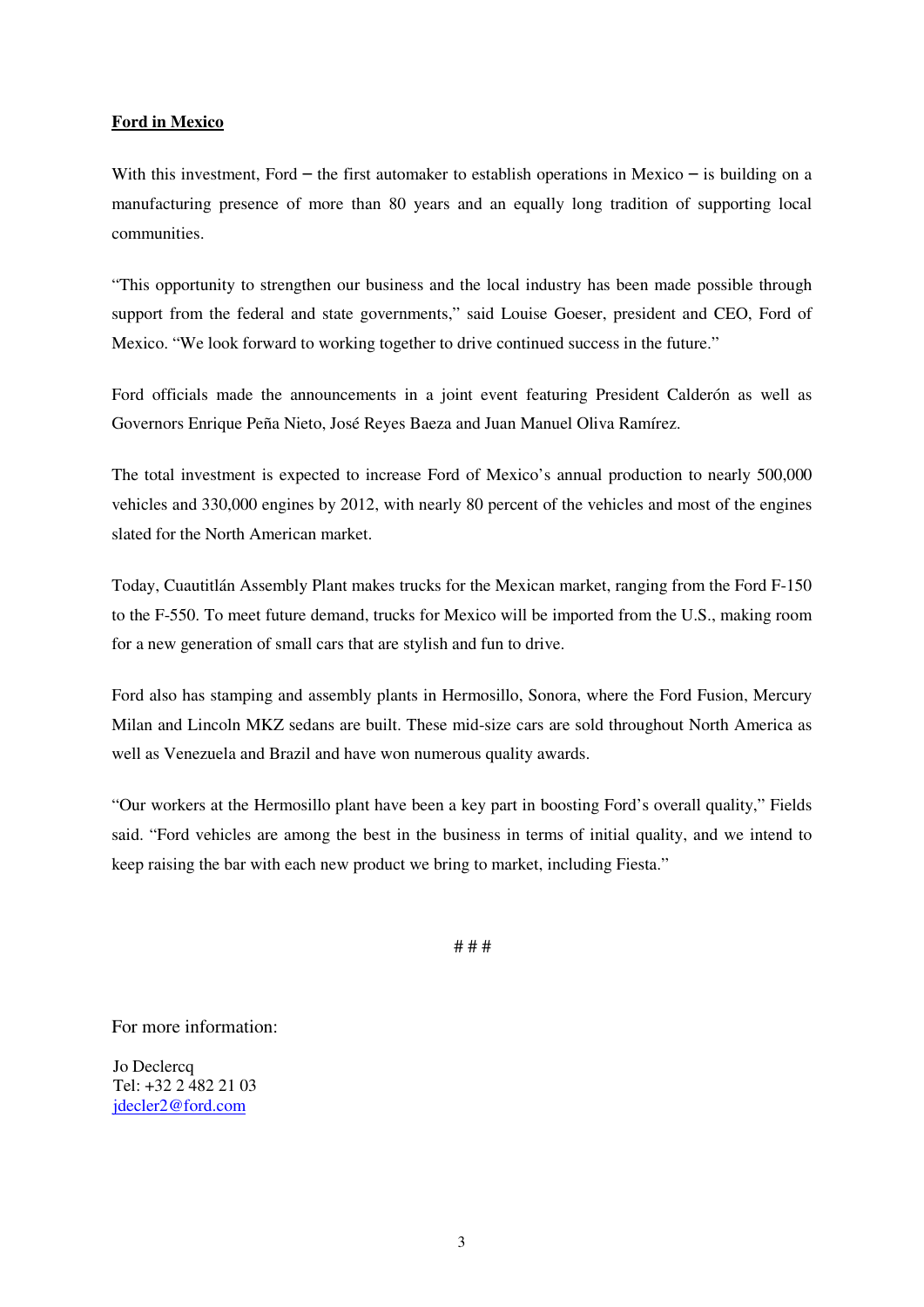**Ford in Mexico**

With this investment, Ford – the first automaker to establish operations in Mexico – is building on a manufacturing presence of more than 80 years and an equally long tradition of supporting local communities.

"This opportunity to strengthen our business and the local industry has been made possible through support from the federal and state governments," said Louise Goeser, president and CEO, Ford of Mexico. "We look forward to working together to drive continued success in the future."

Ford officials made the announcements in a joint event featuring President Calderón as well as Governors Enrique Peña Nieto, José Reyes Baeza and Juan Manuel Oliva Ramírez.

The total investment is expected to increase Ford of Mexico's annual production to nearly 500,000 vehicles and 330,000 engines by 2012, with nearly 80 percent of the vehicles and most of the engines slated for the North American market.

Today, Cuautitlán Assembly Plant makes trucks for the Mexican market, ranging from the Ford F-150 to the F-550. To meet future demand, trucks for Mexico will be imported from the U.S., making room for a new generation of small cars that are stylish and fun to drive.

Ford also has stamping and assembly plants in Hermosillo, Sonora, where the Ford Fusion, Mercury Milan and Lincoln MKZ sedans are built. These mid-size cars are sold throughout North America as well as Venezuela and Brazil and have won numerous quality awards.

"Our workers at the Hermosillo plant have been a key part in boosting Ford's overall quality," Fields said. "Ford vehicles are among the best in the business in terms of initial quality, and we intend to keep raising the bar with each new product we bring to market, including Fiesta."

# # #

For more information:

Jo Declercq
Tel: +32 2 482 21 03
jdecler2@ford.com